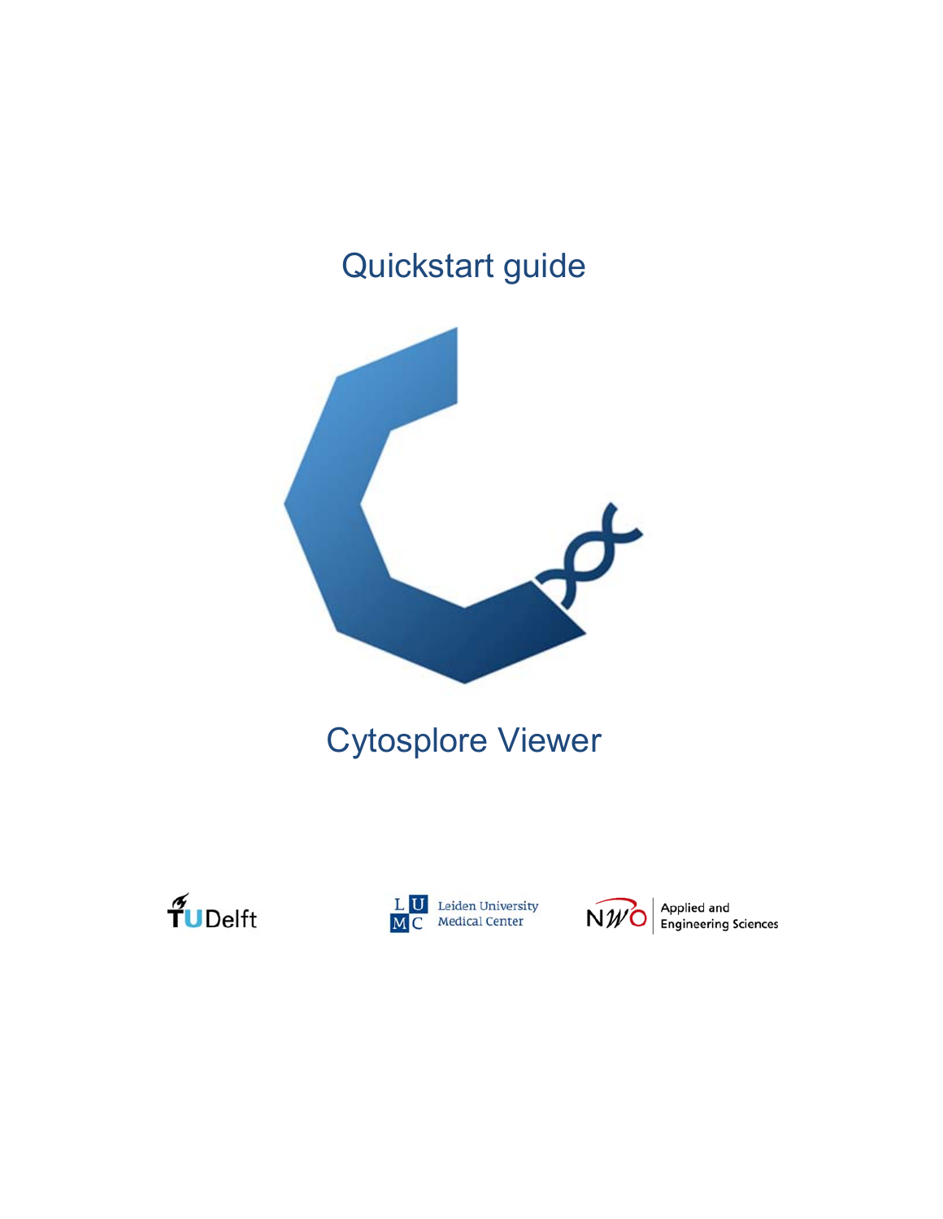# Quickstart guide

# Cytosplore Viewer

TUDelft

Leiden University Medical Center

NWO Applied and Engineering Sciences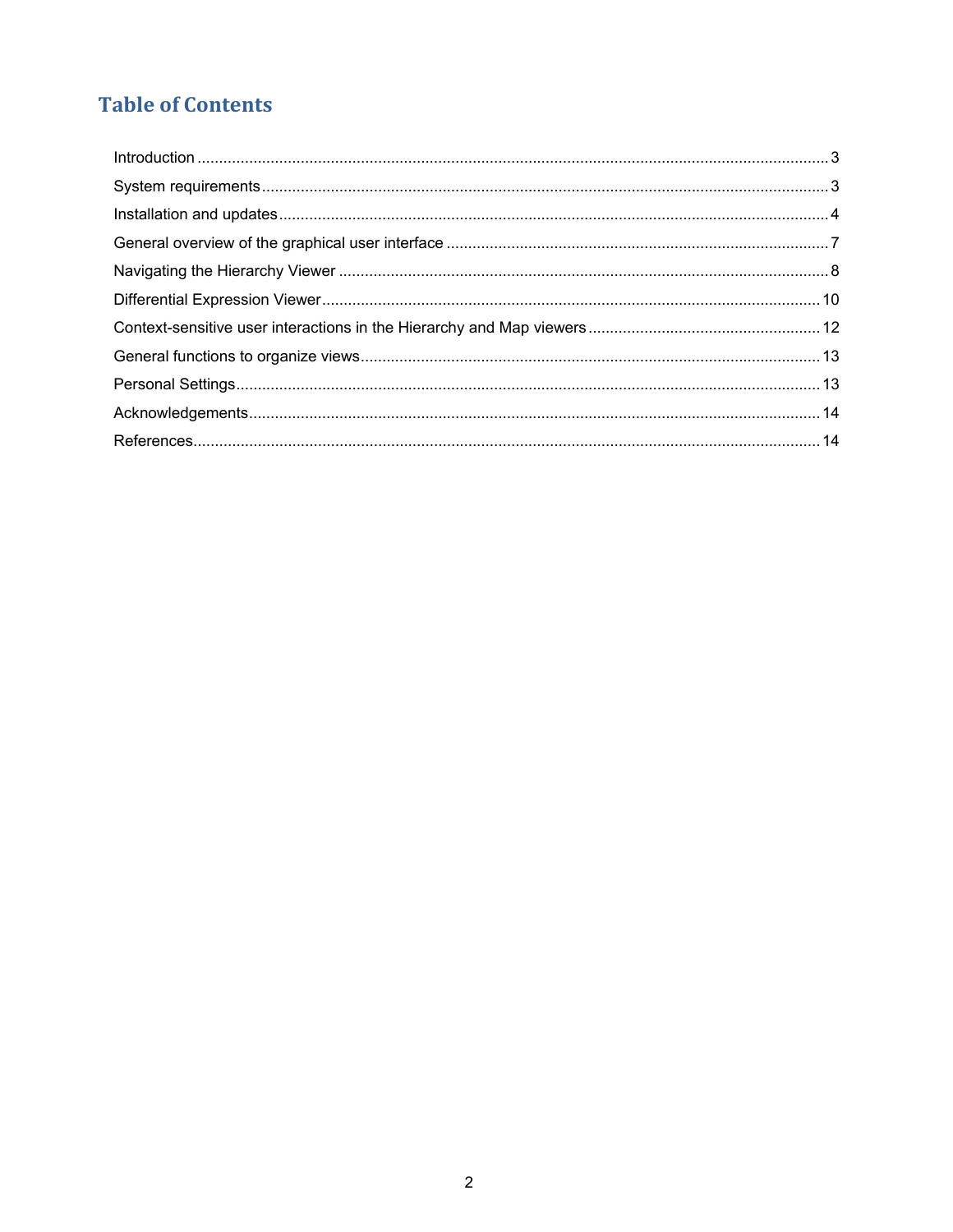# Table of Contents

Introduction .......... 3
System requirements .......... 3
Installation and updates .......... 4
General overview of the graphical user interface .......... 7
Navigating the Hierarchy Viewer .......... 8
Differential Expression Viewer .......... 10
Context-sensitive user interactions in the Hierarchy and Map viewers .......... 12
General functions to organize views .......... 13
Personal Settings .......... 13
Acknowledgements .......... 14
References .......... 14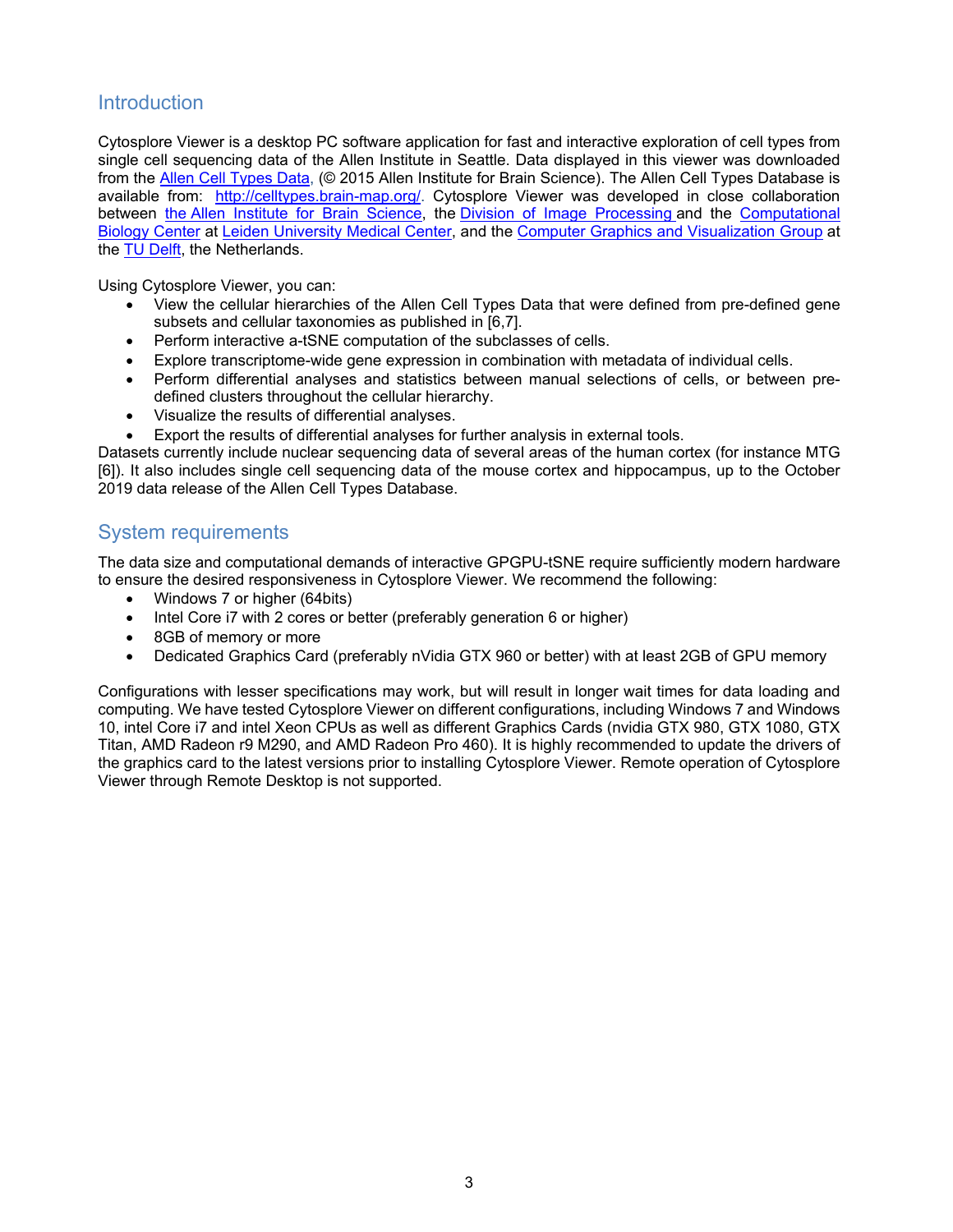## Introduction

Cytosplore Viewer is a desktop PC software application for fast and interactive exploration of cell types from single cell sequencing data of the Allen Institute in Seattle. Data displayed in this viewer was downloaded from the Allen Cell Types Data, (© 2015 Allen Institute for Brain Science). The Allen Cell Types Database is available from: http://celltypes.brain-map.org/. Cytosplore Viewer was developed in close collaboration between the Allen Institute for Brain Science, the Division of Image Processing and the Computational Biology Center at Leiden University Medical Center, and the Computer Graphics and Visualization Group at the TU Delft, the Netherlands.

Using Cytosplore Viewer, you can:

- View the cellular hierarchies of the Allen Cell Types Data that were defined from pre-defined gene subsets and cellular taxonomies as published in [6,7].
- Perform interactive a-tSNE computation of the subclasses of cells.
- Explore transcriptome-wide gene expression in combination with metadata of individual cells.
- Perform differential analyses and statistics between manual selections of cells, or between pre-defined clusters throughout the cellular hierarchy.
- Visualize the results of differential analyses.
- Export the results of differential analyses for further analysis in external tools.

Datasets currently include nuclear sequencing data of several areas of the human cortex (for instance MTG [6]). It also includes single cell sequencing data of the mouse cortex and hippocampus, up to the October 2019 data release of the Allen Cell Types Database.

## System requirements

The data size and computational demands of interactive GPGPU-tSNE require sufficiently modern hardware to ensure the desired responsiveness in Cytosplore Viewer. We recommend the following:

- Windows 7 or higher (64bits)
- Intel Core i7 with 2 cores or better (preferably generation 6 or higher)
- 8GB of memory or more
- Dedicated Graphics Card (preferably nVidia GTX 960 or better) with at least 2GB of GPU memory

Configurations with lesser specifications may work, but will result in longer wait times for data loading and computing. We have tested Cytosplore Viewer on different configurations, including Windows 7 and Windows 10, intel Core i7 and intel Xeon CPUs as well as different Graphics Cards (nvidia GTX 980, GTX 1080, GTX Titan, AMD Radeon r9 M290, and AMD Radeon Pro 460). It is highly recommended to update the drivers of the graphics card to the latest versions prior to installing Cytosplore Viewer. Remote operation of Cytosplore Viewer through Remote Desktop is not supported.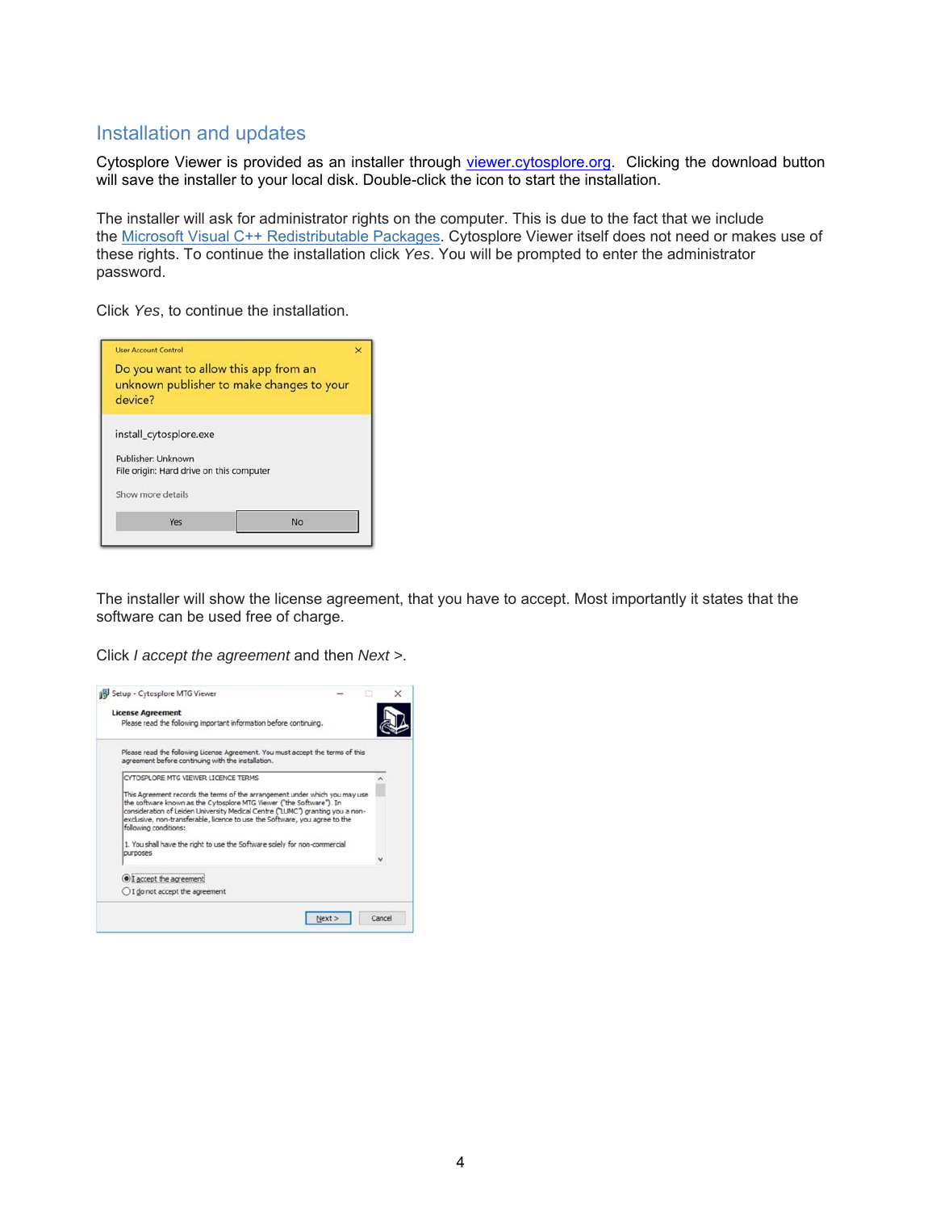## Installation and updates

Cytosplore Viewer is provided as an installer through viewer.cytosplore.org. Clicking the download button will save the installer to your local disk. Double-click the icon to start the installation.

The installer will ask for administrator rights on the computer. This is due to the fact that we include the Microsoft Visual C++ Redistributable Packages. Cytosplore Viewer itself does not need or makes use of these rights. To continue the installation click *Yes*. You will be prompted to enter the administrator password.

Click *Yes*, to continue the installation.

The installer will show the license agreement, that you have to accept. Most importantly it states that the software can be used free of charge.

Click *I accept the agreement* and then *Next >*.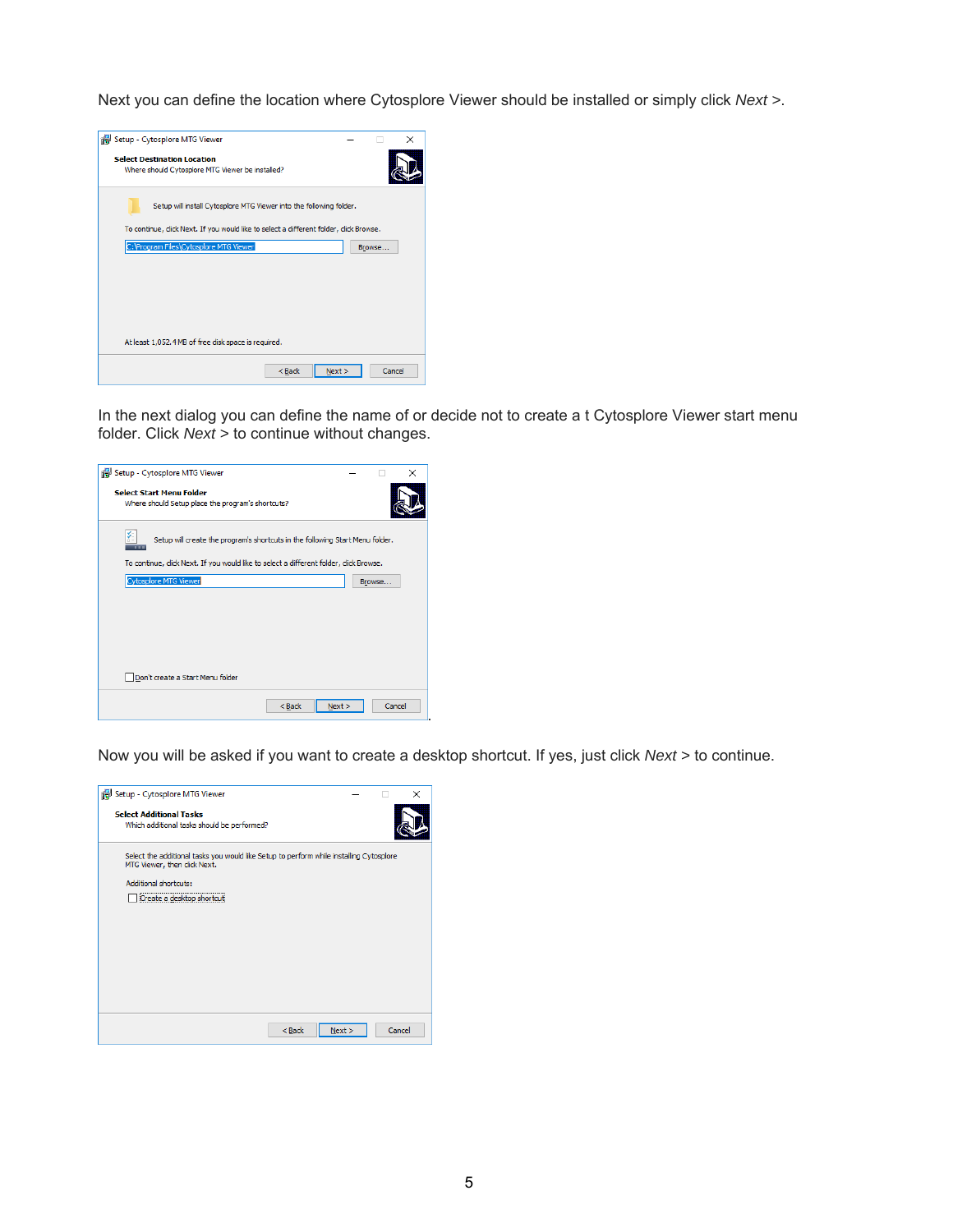Next you can define the location where Cytosplore Viewer should be installed or simply click *Next >*.

In the next dialog you can define the name of or decide not to create a t Cytosplore Viewer start menu folder. Click *Next >* to continue without changes.

Now you will be asked if you want to create a desktop shortcut. If yes, just click *Next >* to continue.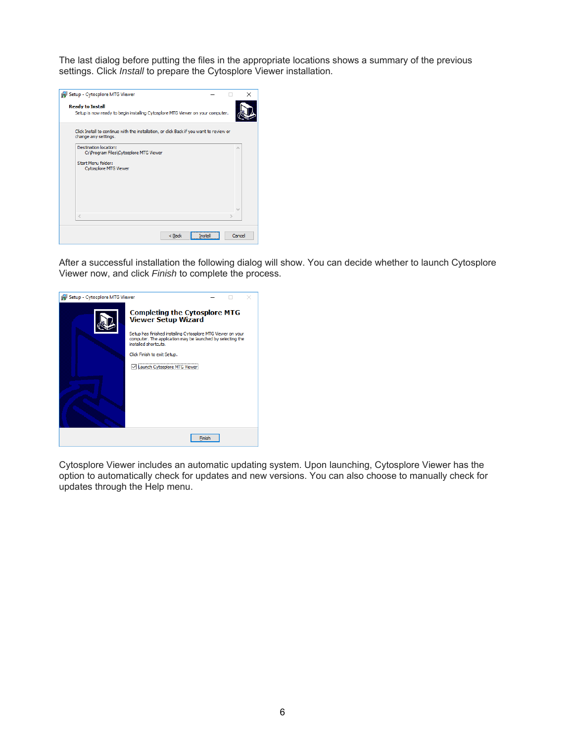The last dialog before putting the files in the appropriate locations shows a summary of the previous settings. Click *Install* to prepare the Cytosplore Viewer installation.

After a successful installation the following dialog will show. You can decide whether to launch Cytosplore Viewer now, and click *Finish* to complete the process.

Cytosplore Viewer includes an automatic updating system. Upon launching, Cytosplore Viewer has the option to automatically check for updates and new versions. You can also choose to manually check for updates through the Help menu.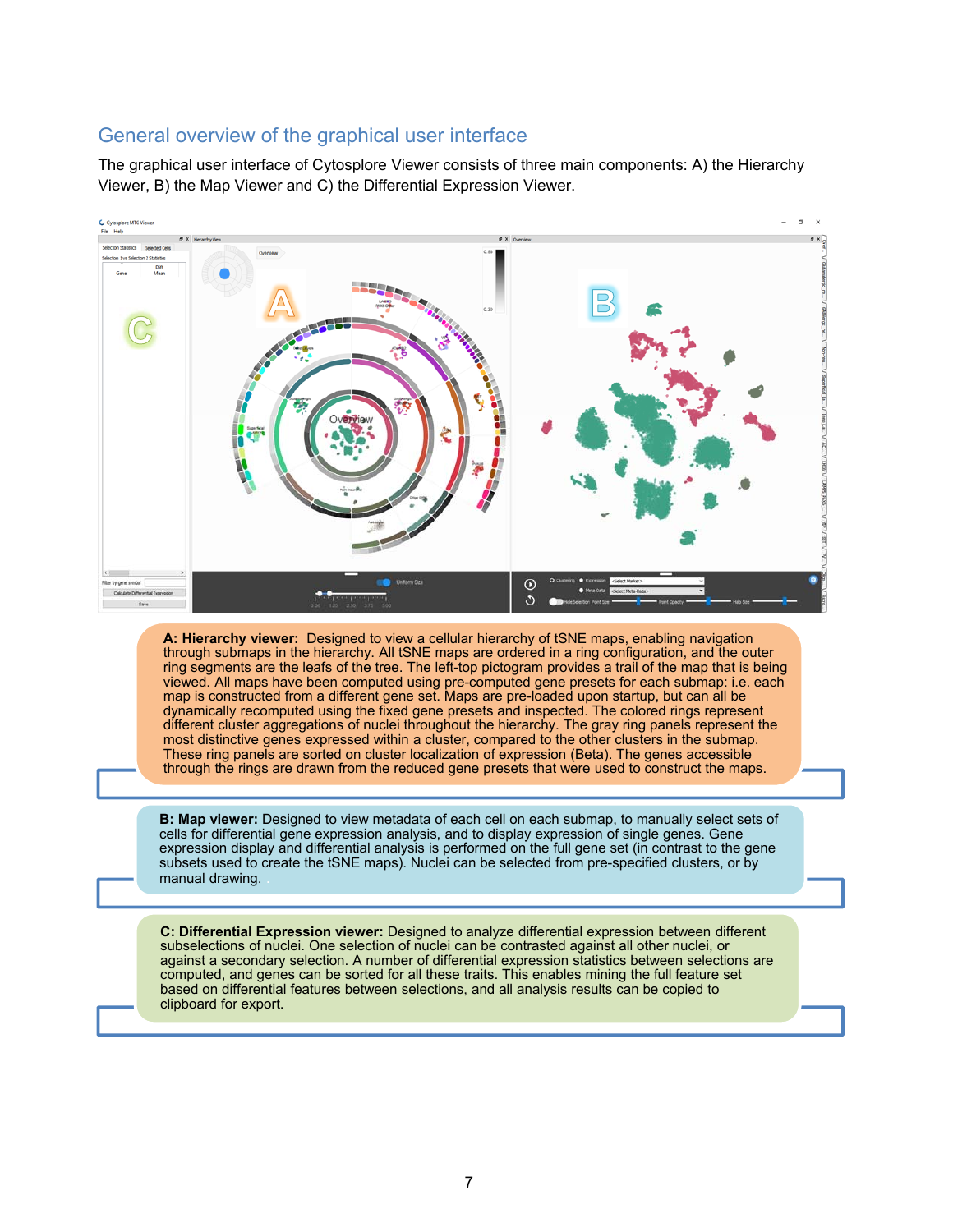## General overview of the graphical user interface

The graphical user interface of Cytosplore Viewer consists of three main components: A) the Hierarchy Viewer, B) the Map Viewer and C) the Differential Expression Viewer.

**A: Hierarchy viewer:** Designed to view a cellular hierarchy of tSNE maps, enabling navigation through submaps in the hierarchy. All tSNE maps are ordered in a ring configuration, and the outer ring segments are the leafs of the tree. The left-top pictogram provides a trail of the map that is being viewed. All maps have been computed using pre-computed gene presets for each submap: i.e. each map is constructed from a different gene set. Maps are pre-loaded upon startup, but can all be dynamically recomputed using the fixed gene presets and inspected. The colored rings represent different cluster aggregations of nuclei throughout the hierarchy. The gray ring panels represent the most distinctive genes expressed within a cluster, compared to the other clusters in the submap. These ring panels are sorted on cluster localization of expression (Beta). The genes accessible through the rings are drawn from the reduced gene presets that were used to construct the maps.

**B: Map viewer:** Designed to view metadata of each cell on each submap, to manually select sets of cells for differential gene expression analysis, and to display expression of single genes. Gene expression display and differential analysis is performed on the full gene set (in contrast to the gene subsets used to create the tSNE maps). Nuclei can be selected from pre-specified clusters, or by manual drawing.

**C: Differential Expression viewer:** Designed to analyze differential expression between different subselections of nuclei. One selection of nuclei can be contrasted against all other nuclei, or against a secondary selection. A number of differential expression statistics between selections are computed, and genes can be sorted for all these traits. This enables mining the full feature set based on differential features between selections, and all analysis results can be copied to clipboard for export.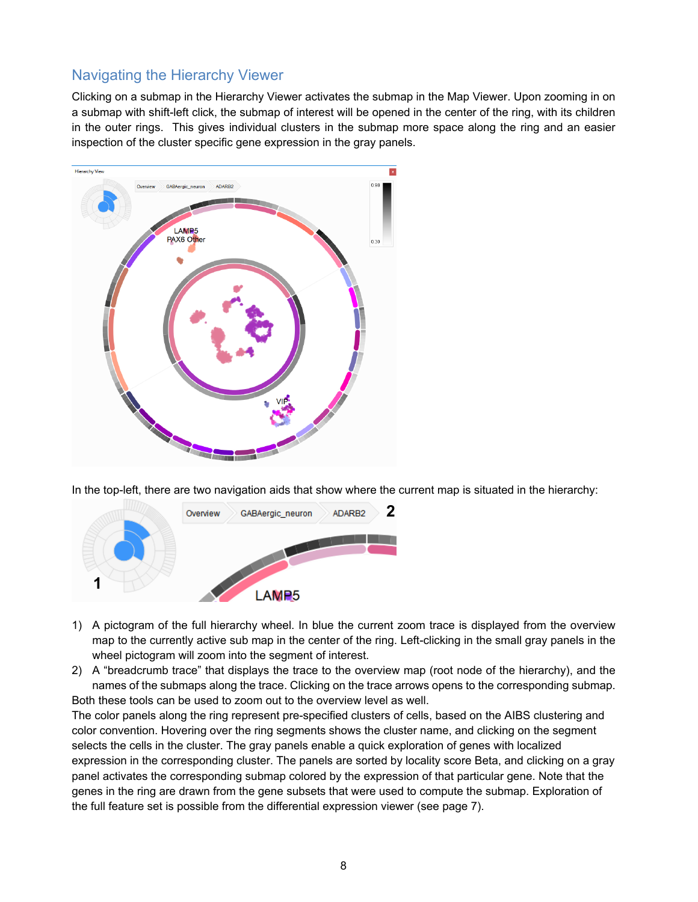## Navigating the Hierarchy Viewer

Clicking on a submap in the Hierarchy Viewer activates the submap in the Map Viewer. Upon zooming in on a submap with shift-left click, the submap of interest will be opened in the center of the ring, with its children in the outer rings. This gives individual clusters in the submap more space along the ring and an easier inspection of the cluster specific gene expression in the gray panels.

In the top-left, there are two navigation aids that show where the current map is situated in the hierarchy:

1) A pictogram of the full hierarchy wheel. In blue the current zoom trace is displayed from the overview map to the currently active sub map in the center of the ring. Left-clicking in the small gray panels in the wheel pictogram will zoom into the segment of interest.
2) A "breadcrumb trace" that displays the trace to the overview map (root node of the hierarchy), and the names of the submaps along the trace. Clicking on the trace arrows opens to the corresponding submap.

Both these tools can be used to zoom out to the overview level as well.

The color panels along the ring represent pre-specified clusters of cells, based on the AIBS clustering and color convention. Hovering over the ring segments shows the cluster name, and clicking on the segment selects the cells in the cluster. The gray panels enable a quick exploration of genes with localized expression in the corresponding cluster. The panels are sorted by locality score Beta, and clicking on a gray panel activates the corresponding submap colored by the expression of that particular gene. Note that the genes in the ring are drawn from the gene subsets that were used to compute the submap. Exploration of the full feature set is possible from the differential expression viewer (see page 7).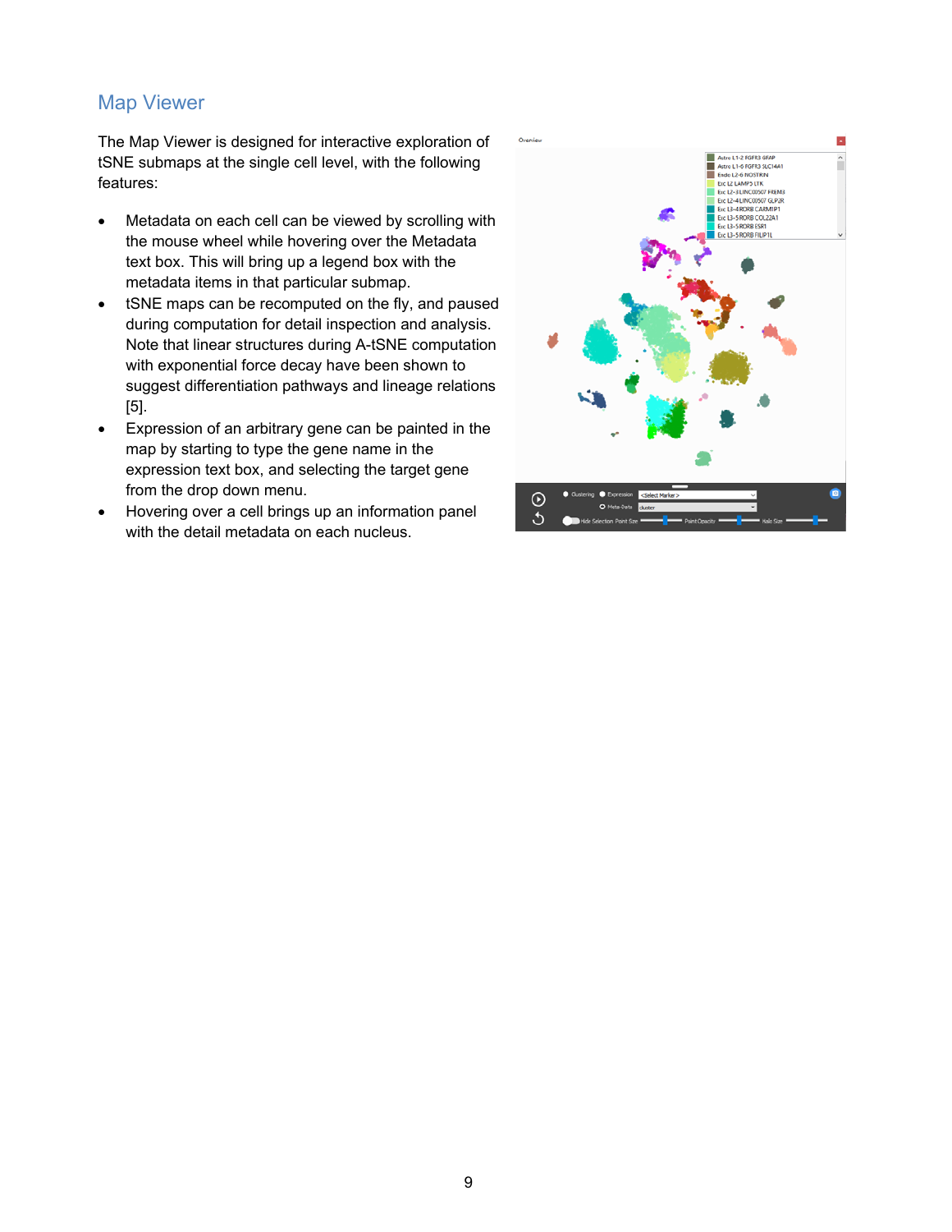## Map Viewer

The Map Viewer is designed for interactive exploration of tSNE submaps at the single cell level, with the following features:

- Metadata on each cell can be viewed by scrolling with the mouse wheel while hovering over the Metadata text box. This will bring up a legend box with the metadata items in that particular submap.
- tSNE maps can be recomputed on the fly, and paused during computation for detail inspection and analysis. Note that linear structures during A-tSNE computation with exponential force decay have been shown to suggest differentiation pathways and lineage relations [5].
- Expression of an arbitrary gene can be painted in the map by starting to type the gene name in the expression text box, and selecting the target gene from the drop down menu.
- Hovering over a cell brings up an information panel with the detail metadata on each nucleus.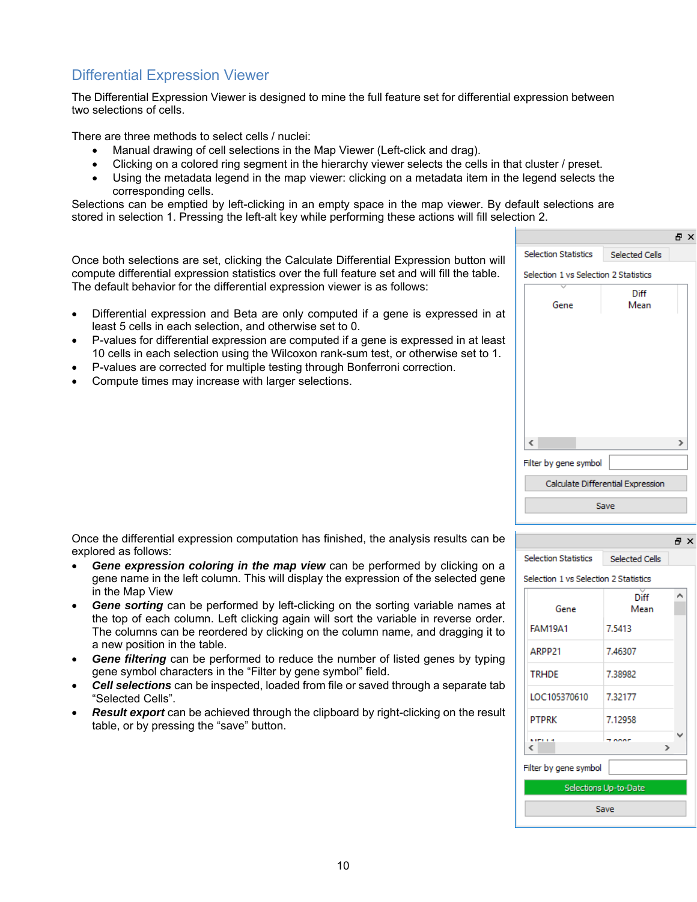## Differential Expression Viewer

The Differential Expression Viewer is designed to mine the full feature set for differential expression between two selections of cells.

There are three methods to select cells / nuclei:

- Manual drawing of cell selections in the Map Viewer (Left-click and drag).
- Clicking on a colored ring segment in the hierarchy viewer selects the cells in that cluster / preset.
- Using the metadata legend in the map viewer: clicking on a metadata item in the legend selects the corresponding cells.

Selections can be emptied by left-clicking in an empty space in the map viewer. By default selections are stored in selection 1. Pressing the left-alt key while performing these actions will fill selection 2.

Once both selections are set, clicking the Calculate Differential Expression button will compute differential expression statistics over the full feature set and will fill the table. The default behavior for the differential expression viewer is as follows:

- Differential expression and Beta are only computed if a gene is expressed in at least 5 cells in each selection, and otherwise set to 0.
- P-values for differential expression are computed if a gene is expressed in at least 10 cells in each selection using the Wilcoxon rank-sum test, or otherwise set to 1.
- P-values are corrected for multiple testing through Bonferroni correction.
- Compute times may increase with larger selections.

Once the differential expression computation has finished, the analysis results can be explored as follows:

- ***Gene expression coloring in the map view*** can be performed by clicking on a gene name in the left column. This will display the expression of the selected gene in the Map View
- ***Gene sorting*** can be performed by left-clicking on the sorting variable names at the top of each column. Left clicking again will sort the variable in reverse order. The columns can be reordered by clicking on the column name, and dragging it to a new position in the table.
- ***Gene filtering*** can be performed to reduce the number of listed genes by typing gene symbol characters in the "Filter by gene symbol" field.
- ***Cell selections*** can be inspected, loaded from file or saved through a separate tab "Selected Cells".
- ***Result export*** can be achieved through the clipboard by right-clicking on the result table, or by pressing the "save" button.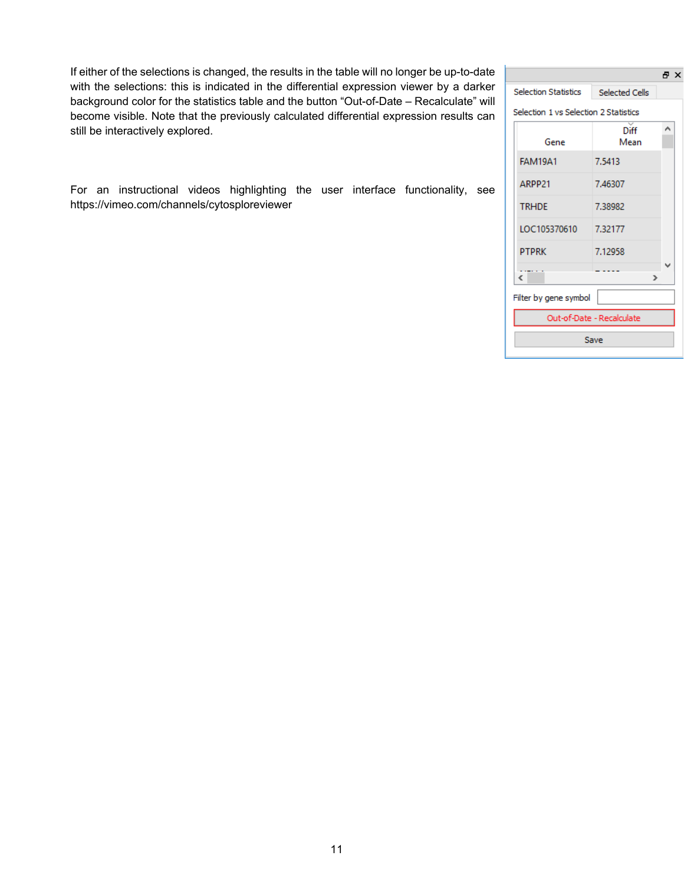If either of the selections is changed, the results in the table will no longer be up-to-date with the selections: this is indicated in the differential expression viewer by a darker background color for the statistics table and the button “Out-of-Date – Recalculate” will become visible. Note that the previously calculated differential expression results can still be interactively explored.

Selection Statistics | Selected Cells

Selection 1 vs Selection 2 Statistics

| Gene | Diff Mean |
|---|---|
| FAM19A1 | 7.5413 |
| ARPP21 | 7.46307 |
| TRHDE | 7.38982 |
| LOC105370610 | 7.32177 |
| PTPRK | 7.12958 |

Filter by gene symbol

Out-of-Date - Recalculate

Save

For an instructional videos highlighting the user interface functionality, see https://vimeo.com/channels/cytosploreviewer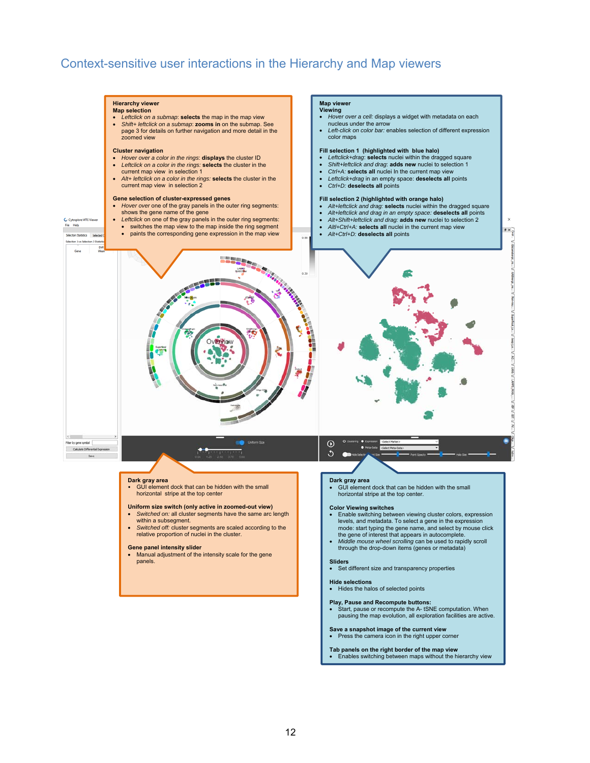# Context-sensitive user interactions in the Hierarchy and Map viewers

**Hierarchy viewer**
**Map selection**

- *Leftclick on a submap*: **selects** the map in the map view
- *Shift+ leftclick on a submap*: **zooms in** on the submap. See page 3 for details on further navigation and more detail in the zoomed view

**Cluster navigation**

- *Hover over a color in the rings*: **displays** the cluster ID
- *Leftclick on a color in the rings*: **selects** the cluster in the current map view in selection 1
- *Alt+ leftclick on a color in the rings*: **selects** the cluster in the current map view in selection 2

**Gene selection of cluster-expressed genes**

- *Hover over* one of the gray panels in the outer ring segments: shows the gene name of the gene
- *Leftclick* on one of the gray panels in the outer ring segments:
  - switches the map view to the map inside the ring segment
  - paints the corresponding gene expression in the map view

**Map viewer**
**Viewing**

- *Hover over a cell:* displays a widget with metadata on each nucleus under the arrow
- *Left-click on color bar:* enables selection of different expression color maps

**Fill selection 1 (highlighted with blue halo)**

- *Leftclick+drag*: **selects** nuclei within the dragged square
- *Shift+leftclick and drag*: **adds new** nuclei to selection 1
- *Ctrl+A*: **selects all** nuclei In the current map view
- *Leftclick+drag* in an empty space: **deselects all** points
- *Ctrl+D*: **deselects all** points

**Fill selection 2 (highlighted with orange halo)**

- *Alt+leftclick and drag*: **selects** nuclei within the dragged square
- *Alt+leftclick and drag in an empty space*: **deselects all** points
- *Alt+Shift+leftclick and drag*: **adds new** nuclei to selection 2
- *Alt+Ctrl+A*: **selects all** nuclei in the current map view
- *Alt+Ctrl+D*: **deselects all** points

**Dark gray area**

- GUI element dock that can be hidden with the small horizontal stripe at the top center

**Uniform size switch (only active in zoomed-out view)**

- *Switched on:* all cluster segments have the same arc length within a subsegment.
- *Switched off:* cluster segments are scaled according to the relative proportion of nuclei in the cluster.

**Gene panel intensity slider**

- Manual adjustment of the intensity scale for the gene panels.

**Dark gray area**

- GUI element dock that can be hidden with the small horizontal stripe at the top center.

**Color Viewing switches**

- Enable switching between viewing cluster colors, expression levels, and metadata. To select a gene in the expression mode: start typing the gene name, and select by mouse click the gene of interest that appears in autocomplete.
- *Middle mouse wheel scrolling* can be used to rapidly scroll through the drop-down items (genes or metadata)

**Sliders**

- Set different size and transparency properties

**Hide selections**

- Hides the halos of selected points

**Play, Pause and Recompute buttons:**

- Start, pause or recompute the A- tSNE computation. When pausing the map evolution, all exploration facilities are active.

**Save a snapshot image of the current view**

- Press the camera icon in the right upper corner

**Tab panels on the right border of the map view**

- Enables switching between maps without the hierarchy view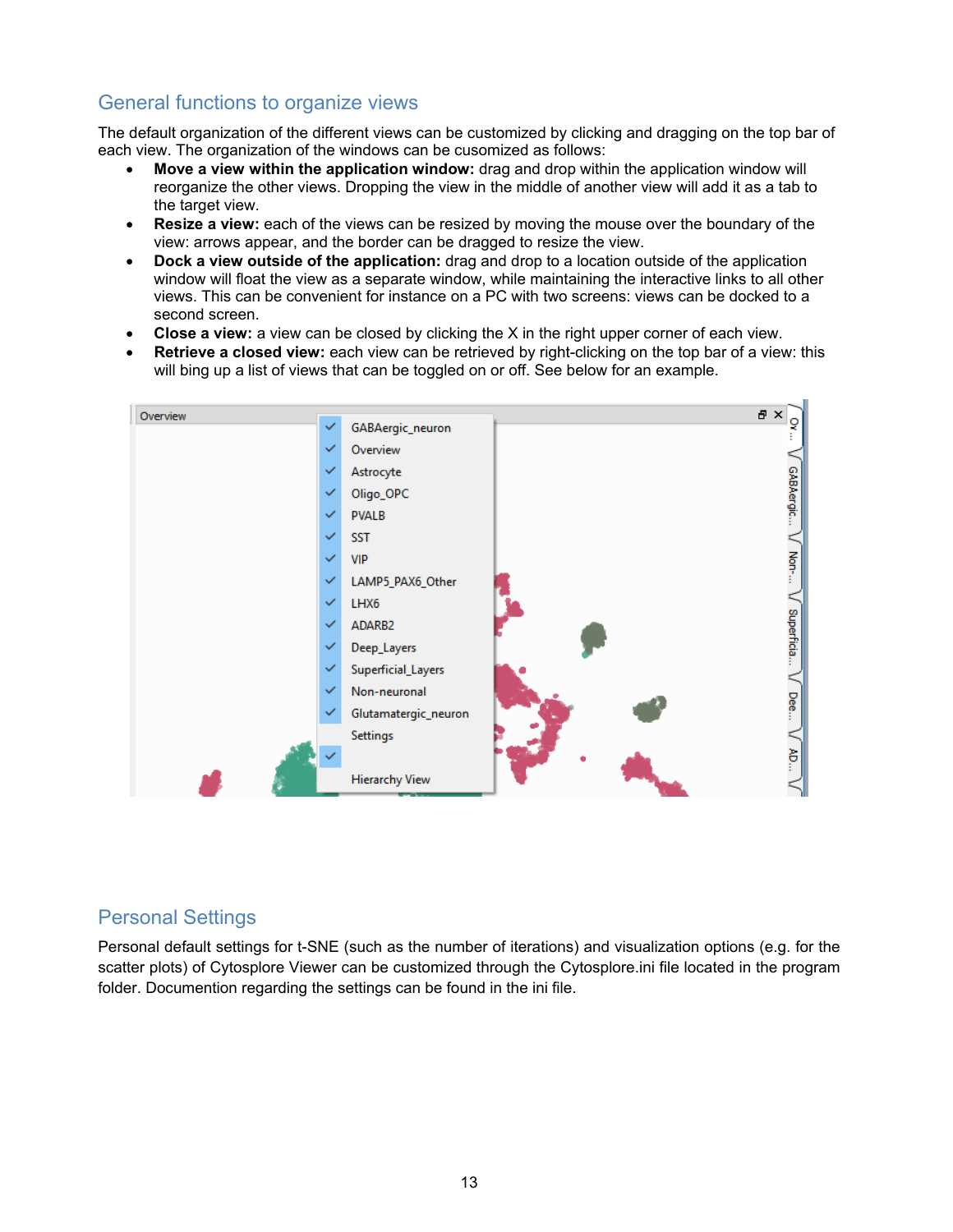## General functions to organize views

The default organization of the different views can be customized by clicking and dragging on the top bar of each view. The organization of the windows can be cusomized as follows:

- **Move a view within the application window:** drag and drop within the application window will reorganize the other views. Dropping the view in the middle of another view will add it as a tab to the target view.
- **Resize a view:** each of the views can be resized by moving the mouse over the boundary of the view: arrows appear, and the border can be dragged to resize the view.
- **Dock a view outside of the application:** drag and drop to a location outside of the application window will float the view as a separate window, while maintaining the interactive links to all other views. This can be convenient for instance on a PC with two screens: views can be docked to a second screen.
- **Close a view:** a view can be closed by clicking the X in the right upper corner of each view.
- **Retrieve a closed view:** each view can be retrieved by right-clicking on the top bar of a view: this will bing up a list of views that can be toggled on or off. See below for an example.

## Personal Settings

Personal default settings for t-SNE (such as the number of iterations) and visualization options (e.g. for the scatter plots) of Cytosplore Viewer can be customized through the Cytosplore.ini file located in the program folder. Documention regarding the settings can be found in the ini file.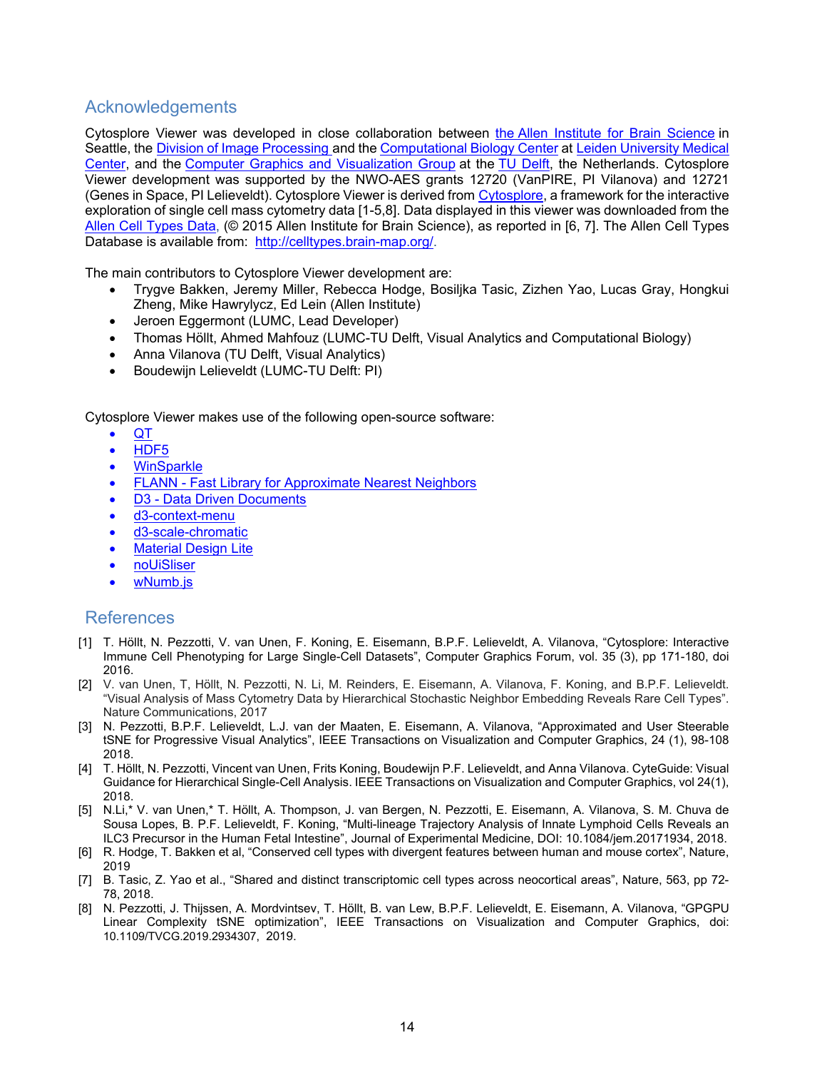## Acknowledgements

Cytosplore Viewer was developed in close collaboration between the Allen Institute for Brain Science in Seattle, the Division of Image Processing and the Computational Biology Center at Leiden University Medical Center, and the Computer Graphics and Visualization Group at the TU Delft, the Netherlands. Cytosplore Viewer development was supported by the NWO-AES grants 12720 (VanPIRE, PI Vilanova) and 12721 (Genes in Space, PI Lelieveldt). Cytosplore Viewer is derived from Cytosplore, a framework for the interactive exploration of single cell mass cytometry data [1-5,8]. Data displayed in this viewer was downloaded from the Allen Cell Types Data, (© 2015 Allen Institute for Brain Science), as reported in [6, 7]. The Allen Cell Types Database is available from: http://celltypes.brain-map.org/.

The main contributors to Cytosplore Viewer development are:

- Trygve Bakken, Jeremy Miller, Rebecca Hodge, Bosiljka Tasic, Zizhen Yao, Lucas Gray, Hongkui Zheng, Mike Hawrylycz, Ed Lein (Allen Institute)
- Jeroen Eggermont (LUMC, Lead Developer)
- Thomas Höllt, Ahmed Mahfouz (LUMC-TU Delft, Visual Analytics and Computational Biology)
- Anna Vilanova (TU Delft, Visual Analytics)
- Boudewijn Lelieveldt (LUMC-TU Delft: PI)

Cytosplore Viewer makes use of the following open-source software:

- QT
- HDF5
- WinSparkle
- FLANN - Fast Library for Approximate Nearest Neighbors
- D3 - Data Driven Documents
- d3-context-menu
- d3-scale-chromatic
- Material Design Lite
- noUiSliser
- wNumb.js

## References

[1] T. Höllt, N. Pezzotti, V. van Unen, F. Koning, E. Eisemann, B.P.F. Lelieveldt, A. Vilanova, "Cytosplore: Interactive Immune Cell Phenotyping for Large Single-Cell Datasets", Computer Graphics Forum, vol. 35 (3), pp 171-180, doi 2016.

[2] V. van Unen, T, Höllt, N. Pezzotti, N. Li, M. Reinders, E. Eisemann, A. Vilanova, F. Koning, and B.P.F. Lelieveldt. "Visual Analysis of Mass Cytometry Data by Hierarchical Stochastic Neighbor Embedding Reveals Rare Cell Types". Nature Communications, 2017

[3] N. Pezzotti, B.P.F. Lelieveldt, L.J. van der Maaten, E. Eisemann, A. Vilanova, "Approximated and User Steerable tSNE for Progressive Visual Analytics", IEEE Transactions on Visualization and Computer Graphics, 24 (1), 98-108 2018.

[4] T. Höllt, N. Pezzotti, Vincent van Unen, Frits Koning, Boudewijn P.F. Lelieveldt, and Anna Vilanova. CyteGuide: Visual Guidance for Hierarchical Single-Cell Analysis. IEEE Transactions on Visualization and Computer Graphics, vol 24(1), 2018.

[5] N.Li,* V. van Unen,* T. Höllt, A. Thompson, J. van Bergen, N. Pezzotti, E. Eisemann, A. Vilanova, S. M. Chuva de Sousa Lopes, B. P.F. Lelieveldt, F. Koning, "Multi-lineage Trajectory Analysis of Innate Lymphoid Cells Reveals an ILC3 Precursor in the Human Fetal Intestine", Journal of Experimental Medicine, DOI: 10.1084/jem.20171934, 2018.

[6] R. Hodge, T. Bakken et al, "Conserved cell types with divergent features between human and mouse cortex", Nature, 2019

[7] B. Tasic, Z. Yao et al., "Shared and distinct transcriptomic cell types across neocortical areas", Nature, 563, pp 72-78, 2018.

[8] N. Pezzotti, J. Thijssen, A. Mordvintsev, T. Höllt, B. van Lew, B.P.F. Lelieveldt, E. Eisemann, A. Vilanova, "GPGPU Linear Complexity tSNE optimization", IEEE Transactions on Visualization and Computer Graphics, doi: 10.1109/TVCG.2019.2934307, 2019.